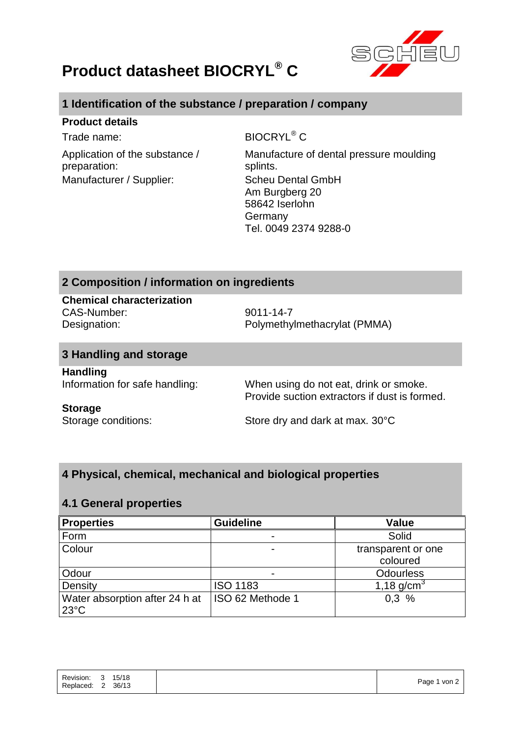# Product datasheet BIOCRYL® C

## 1 Identification of the substance / preparation / company

**Product details**

| | |
|---|---|
| Trade name: | BIOCRYL® C |
| Application of the substance / preparation: | Manufacture of dental pressure moulding splints. |
| Manufacturer / Supplier: | Scheu Dental GmbH<br>Am Burgberg 20<br>58642 Iserlohn<br>Germany<br>Tel. 0049 2374 9288-0 |

## 2 Composition / information on ingredients

**Chemical characterization**

| | |
|---|---|
| CAS-Number: | 9011-14-7 |
| Designation: | Polymethylmethacrylat (PMMA) |

## 3 Handling and storage

**Handling**

| | |
|---|---|
| Information for safe handling: | When using do not eat, drink or smoke.<br>Provide suction extractors if dust is formed. |

**Storage**

| | |
|---|---|
| Storage conditions: | Store dry and dark at max. 30°C |

## 4 Physical, chemical, mechanical and biological properties

### 4.1 General properties

| Properties | Guideline | Value |
|---|---|---|
| Form | - | Solid |
| Colour | - | transparent or one coloured |
| Odour | - | Odourless |
| Density | ISO 1183 | 1,18 g/cm³ |
| Water absorption after 24 h at 23°C | ISO 62 Methode 1 | 0,3 % |

Revision: 3 15/18
Replaced: 2 36/13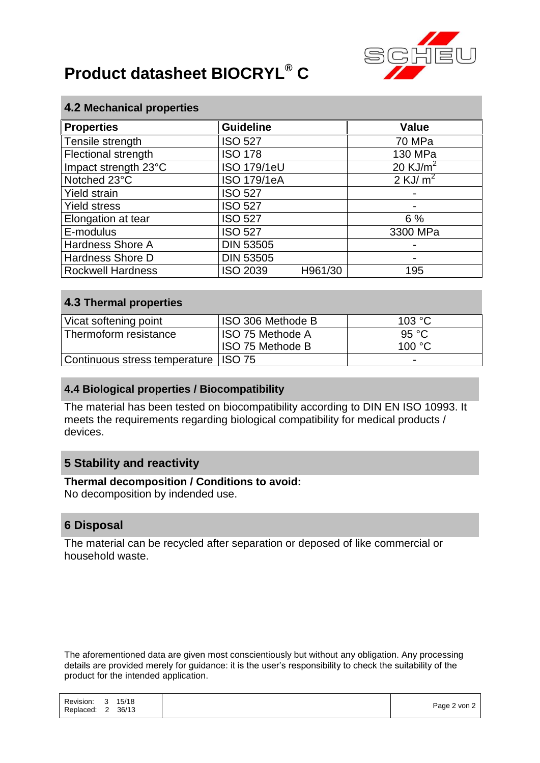# Product datasheet BIOCRYL® C

## 4.2 Mechanical properties

| Properties | Guideline | Value |
|---|---|---|
| Tensile strength | ISO 527 | 70 MPa |
| Flectional strength | ISO 178 | 130 MPa |
| Impact strength 23°C | ISO 179/1eU | 20 KJ/m$^2$ |
| Notched 23°C | ISO 179/1eA | 2 KJ/ m$^2$ |
| Yield strain | ISO 527 | - |
| Yield stress | ISO 527 | - |
| Elongation at tear | ISO 527 | 6 % |
| E-modulus | ISO 527 | 3300 MPa |
| Hardness Shore A | DIN 53505 | - |
| Hardness Shore D | DIN 53505 | - |
| Rockwell Hardness | ISO 2039 H961/30 | 195 |

## 4.3 Thermal properties

| | | |
|---|---|---|
| Vicat softening point | ISO 306 Methode B | 103 °C |
| Thermoform resistance | ISO 75 Methode A<br>ISO 75 Methode B | 95 °C<br>100 °C |
| Continuous stress temperature | ISO 75 | - |

## 4.4 Biological properties / Biocompatibility

The material has been tested on biocompatibility according to DIN EN ISO 10993. It meets the requirements regarding biological compatibility for medical products / devices.

## 5 Stability and reactivity

**Thermal decomposition / Conditions to avoid:**
No decomposition by indended use.

## 6 Disposal

The material can be recycled after separation or deposed of like commercial or household waste.

The aforementioned data are given most conscientiously but without any obligation. Any processing details are provided merely for guidance: it is the user's responsibility to check the suitability of the product for the intended application.

Revision: 3 15/18
Replaced: 2 36/13